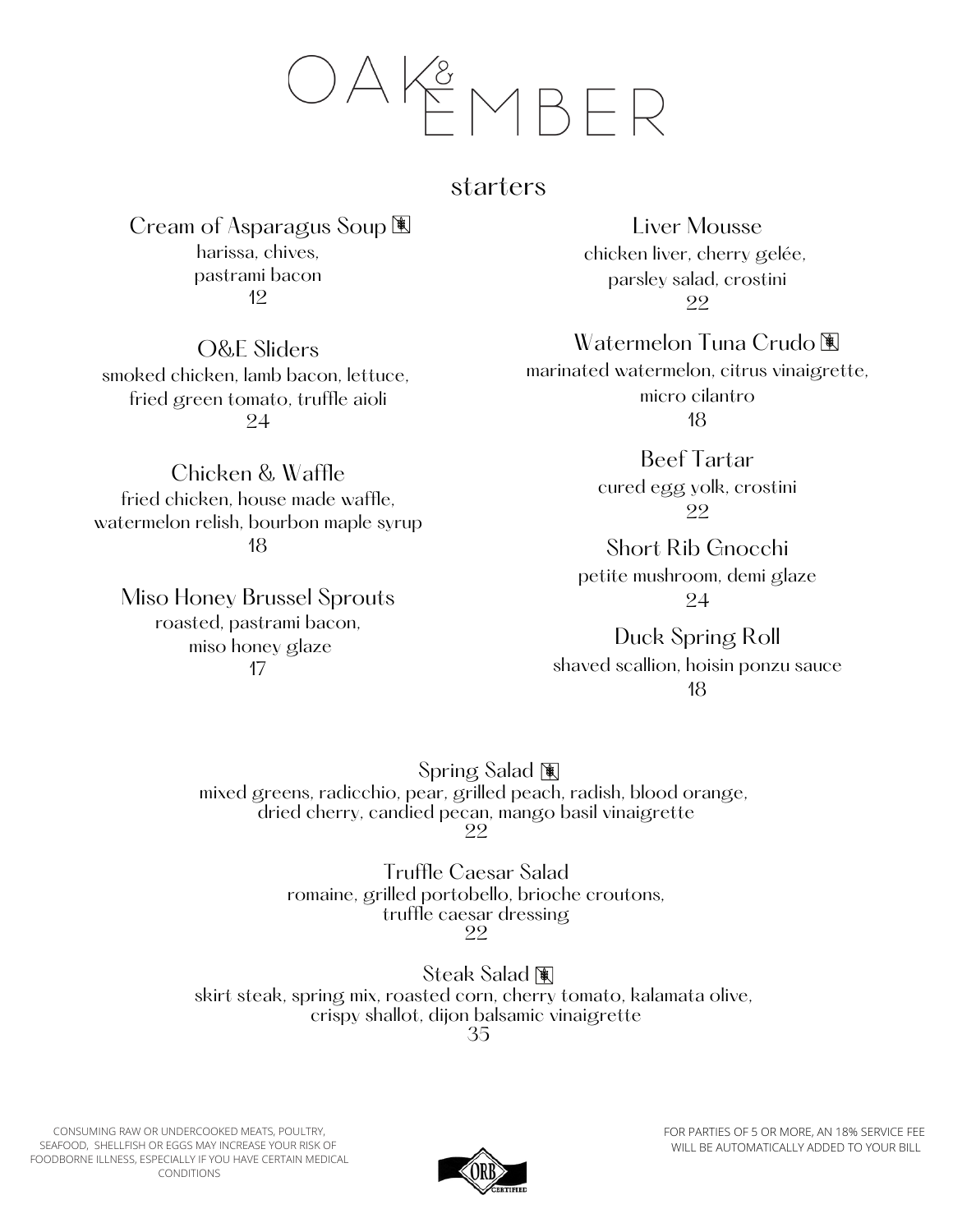# OAK & EMBER

## starters

### Cream of Asparagus Soup
harissa, chives,
pastrami bacon
12

### O&E Sliders
smoked chicken, lamb bacon, lettuce,
fried green tomato, truffle aioli
24

### Chicken & Waffle
fried chicken, house made waffle,
watermelon relish, bourbon maple syrup
18

### Miso Honey Brussel Sprouts
roasted, pastrami bacon,
miso honey glaze
17

### Liver Mousse
chicken liver, cherry gelée,
parsley salad, crostini
22

### Watermelon Tuna Crudo
marinated watermelon, citrus vinaigrette,
micro cilantro
18

### Beef Tartar
cured egg yolk, crostini
22

### Short Rib Gnocchi
petite mushroom, demi glaze
24

### Duck Spring Roll
shaved scallion, hoisin ponzu sauce
18

### Spring Salad
mixed greens, radicchio, pear, grilled peach, radish, blood orange,
dried cherry, candied pecan, mango basil vinaigrette
22

### Truffle Caesar Salad
romaine, grilled portobello, brioche croutons,
truffle caesar dressing
22

### Steak Salad
skirt steak, spring mix, roasted corn, cherry tomato, kalamata olive,
crispy shallot, dijon balsamic vinaigrette
35

CONSUMING RAW OR UNDERCOOKED MEATS, POULTRY, SEAFOOD, SHELLFISH OR EGGS MAY INCREASE YOUR RISK OF FOODBORNE ILLNESS, ESPECIALLY IF YOU HAVE CERTAIN MEDICAL CONDITIONS

ORB CERTIFIED

FOR PARTIES OF 5 OR MORE, AN 18% SERVICE FEE WILL BE AUTOMATICALLY ADDED TO YOUR BILL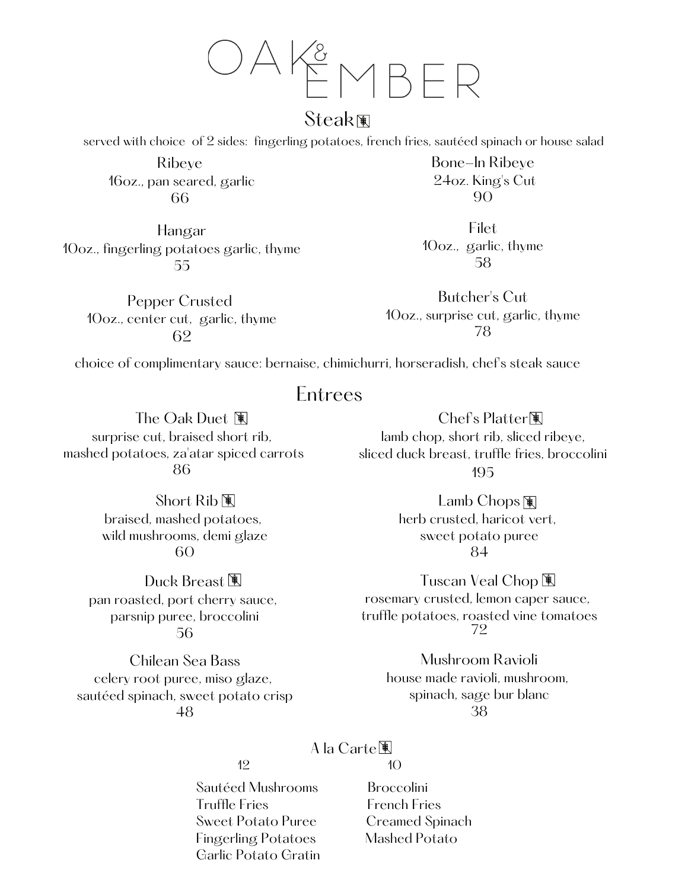# OAK & EMBER

## Steak

served with choice of 2 sides: fingerling potatoes, french fries, sautéed spinach or house salad

**Ribeye**
16oz., pan seared, garlic
66

**Bone-In Ribeye**
24oz. King's Cut
90

**Hangar**
10oz., fingerling potatoes garlic, thyme
55

**Filet**
10oz., garlic, thyme
58

**Pepper Crusted**
10oz., center cut, garlic, thyme
62

**Butcher's Cut**
10oz., surprise cut, garlic, thyme
78

choice of complimentary sauce: bernaise, chimichurri, horseradish, chef's steak sauce

## Entrees

**The Oak Duet**
surprise cut, braised short rib, mashed potatoes, za'atar spiced carrots
86

**Chef's Platter**
lamb chop, short rib, sliced ribeye, sliced duck breast, truffle fries, broccolini
195

**Short Rib**
braised, mashed potatoes, wild mushrooms, demi glaze
60

**Lamb Chops**
herb crusted, haricot vert, sweet potato puree
84

**Duck Breast**
pan roasted, port cherry sauce, parsnip puree, broccolini
56

**Tuscan Veal Chop**
rosemary crusted, lemon caper sauce, truffle potatoes, roasted vine tomatoes
72

**Chilean Sea Bass**
celery root puree, miso glaze, sautéed spinach, sweet potato crisp
48

**Mushroom Ravioli**
house made ravioli, mushroom, spinach, sage bur blanc
38

## A la Carte

**12**
- Sautéed Mushrooms
- Truffle Fries
- Sweet Potato Puree
- Fingerling Potatoes
- Garlic Potato Gratin

**10**
- Broccolini
- French Fries
- Creamed Spinach
- Mashed Potato